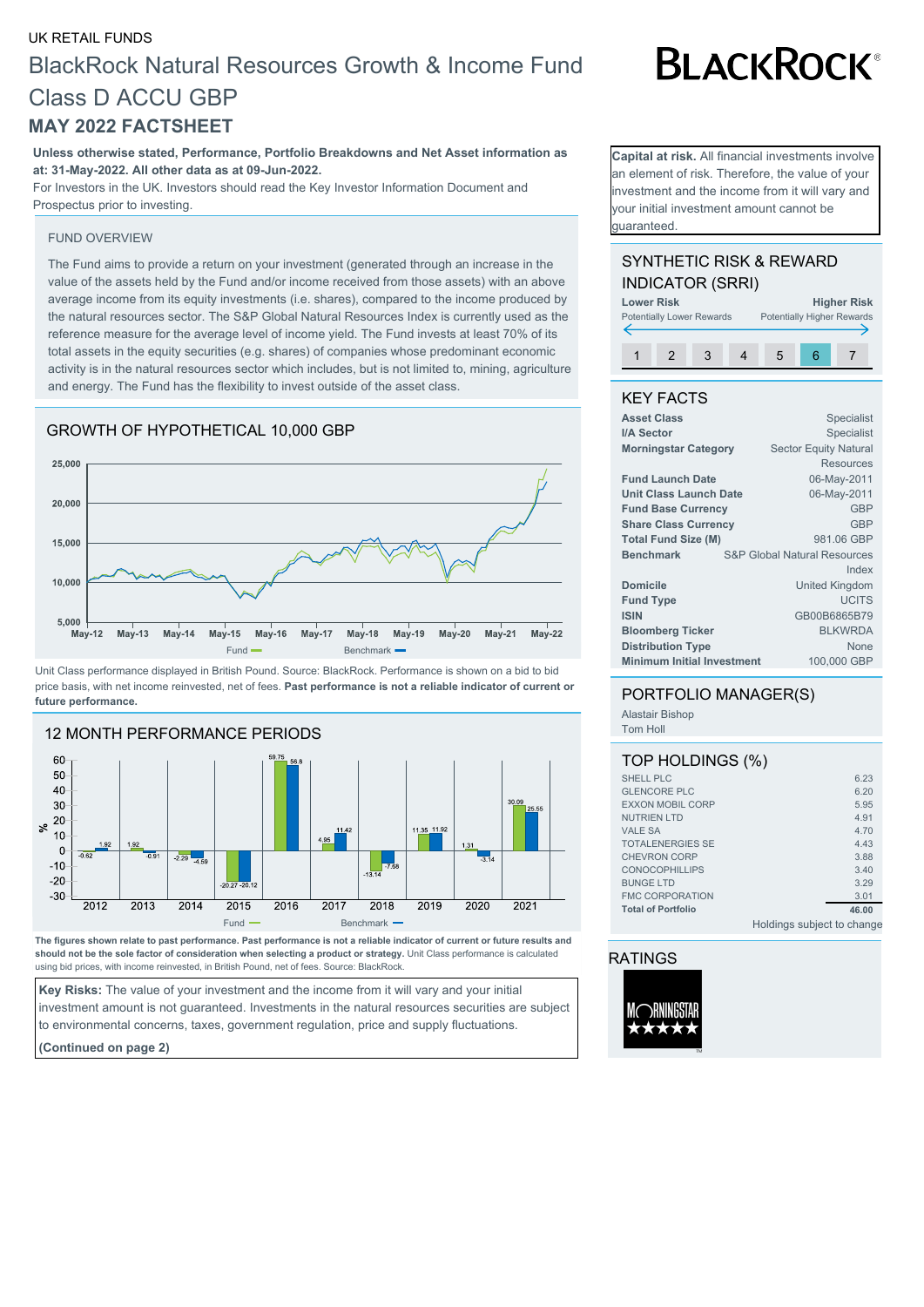UK RETAIL FUNDS

# BlackRock Natural Resources Growth & Income Fund Class D ACCU GBP

## MAY 2022 FACTSHEET

BLACKROCK®

**Unless otherwise stated, Performance, Portfolio Breakdowns and Net Asset information as at: 31-May-2022. All other data as at 09-Jun-2022.**

For Investors in the UK. Investors should read the Key Investor Information Document and Prospectus prior to investing.

**Capital at risk.** All financial investments involve an element of risk. Therefore, the value of your investment and the income from it will vary and your initial investment amount cannot be guaranteed.

### FUND OVERVIEW

The Fund aims to provide a return on your investment (generated through an increase in the value of the assets held by the Fund and/or income received from those assets) with an above average income from its equity investments (i.e. shares), compared to the income produced by the natural resources sector. The S&P Global Natural Resources Index is currently used as the reference measure for the average level of income yield. The Fund invests at least 70% of its total assets in the equity securities (e.g. shares) of companies whose predominant economic activity is in the natural resources sector which includes, but is not limited to, mining, agriculture and energy. The Fund has the flexibility to invest outside of the asset class.

### GROWTH OF HYPOTHETICAL 10,000 GBP

25,000
20,000
15,000
10,000
5,000
May-12 May-13 May-14 May-15 May-16 May-17 May-18 May-19 May-20 May-21 May-22
Fund Benchmark

Unit Class performance displayed in British Pound. Source: BlackRock. Performance is shown on a bid to bid price basis, with net income reinvested, net of fees. **Past performance is not a reliable indicator of current or future performance.**

### 12 MONTH PERFORMANCE PERIODS

%
60 50 40 30 20 10 0 -10 -20 -30
2012: -0.62, 1.92
2013: 1.92, -0.91
2014: -2.29, -4.59
2015: -20.27, -20.12
2016: 59.75, 56.8
2017: 4.95, 11.42
2018: -13.14, -7.58
2019: 11.35, 11.92
2020: 1.31, -3.14
2021: 30.09, 25.55
Fund Benchmark

**The figures shown relate to past performance. Past performance is not a reliable indicator of current or future results and should not be the sole factor of consideration when selecting a product or strategy.** Unit Class performance is calculated using bid prices, with income reinvested, in British Pound, net of fees. Source: BlackRock.

**Key Risks:** The value of your investment and the income from it will vary and your initial investment amount is not guaranteed. Investments in the natural resources securities are subject to environmental concerns, taxes, government regulation, price and supply fluctuations.

**(Continued on page 2)**

### SYNTHETIC RISK & REWARD INDICATOR (SRRI)

**Lower Risk** Potentially Lower Rewards — **Higher Risk** Potentially Higher Rewards

1 2 3 4 5 **6** 7

### KEY FACTS

| | |
|---|---|
| **Asset Class** | Specialist |
| **I/A Sector** | Specialist |
| **Morningstar Category** | Sector Equity Natural Resources |
| **Fund Launch Date** | 06-May-2011 |
| **Unit Class Launch Date** | 06-May-2011 |
| **Fund Base Currency** | GBP |
| **Share Class Currency** | GBP |
| **Total Fund Size (M)** | 981.06 GBP |
| **Benchmark** | S&P Global Natural Resources Index |
| **Domicile** | United Kingdom |
| **Fund Type** | UCITS |
| **ISIN** | GB00B6865B79 |
| **Bloomberg Ticker** | BLKWRDA |
| **Distribution Type** | None |
| **Minimum Initial Investment** | 100,000 GBP |

### PORTFOLIO MANAGER(S)

Alastair Bishop
Tom Holt

### TOP HOLDINGS (%)

| | |
|---|---|
| SHELL PLC | 6.23 |
| GLENCORE PLC | 6.20 |
| EXXON MOBIL CORP | 5.95 |
| NUTRIEN LTD | 4.91 |
| VALE SA | 4.70 |
| TOTALENERGIES SE | 4.43 |
| CHEVRON CORP | 3.88 |
| CONOCOPHILLIPS | 3.40 |
| BUNGE LTD | 3.29 |
| FMC CORPORATION | 3.01 |
| **Total of Portfolio** | **46.00** |

Holdings subject to change

### RATINGS

MORNINGSTAR ★★★★★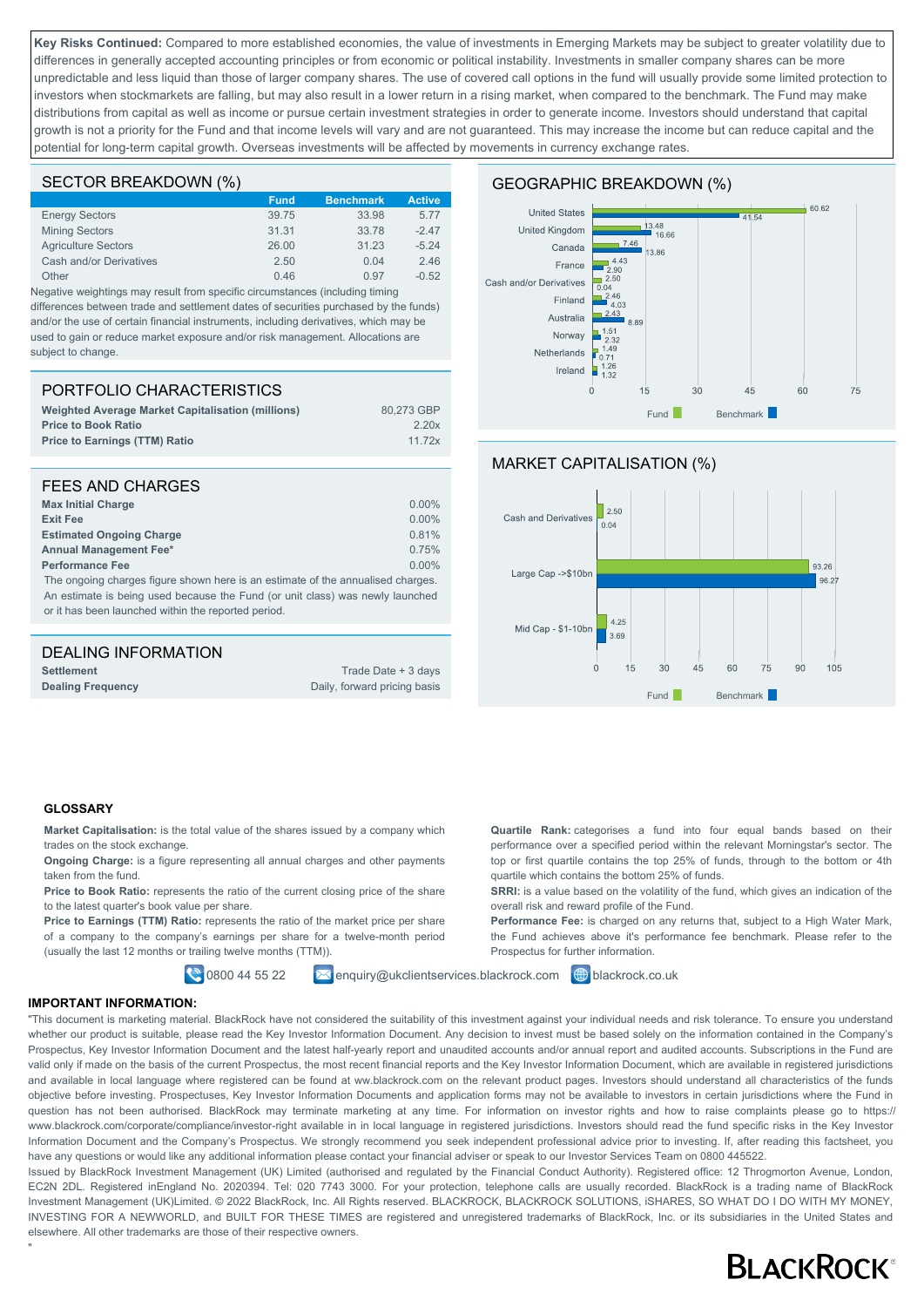**Key Risks Continued:** Compared to more established economies, the value of investments in Emerging Markets may be subject to greater volatility due to differences in generally accepted accounting principles or from economic or political instability. Investments in smaller company shares can be more unpredictable and less liquid than those of larger company shares. The use of covered call options in the fund will usually provide some limited protection to investors when stockmarkets are falling, but may also result in a lower return in a rising market, when compared to the benchmark. The Fund may make distributions from capital as well as income or pursue certain investment strategies in order to generate income. Investors should understand that capital growth is not a priority for the Fund and that income levels will vary and are not guaranteed. This may increase the income but can reduce capital and the potential for long-term capital growth. Overseas investments will be affected by movements in currency exchange rates.

## SECTOR BREAKDOWN (%)

| | Fund | Benchmark | Active |
|---|---|---|---|
| Energy Sectors | 39.75 | 33.98 | 5.77 |
| Mining Sectors | 31.31 | 33.78 | -2.47 |
| Agriculture Sectors | 26.00 | 31.23 | -5.24 |
| Cash and/or Derivatives | 2.50 | 0.04 | 2.46 |
| Other | 0.46 | 0.97 | -0.52 |

Negative weightings may result from specific circumstances (including timing differences between trade and settlement dates of securities purchased by the funds) and/or the use of certain financial instruments, including derivatives, which may be used to gain or reduce market exposure and/or risk management. Allocations are subject to change.

## GEOGRAPHIC BREAKDOWN (%)

United States 60.62 41.54
United Kingdom 13.48 16.66
Canada 7.46 13.86
France 4.43 2.90
Cash and/or Derivatives 2.50 0.04
Finland 2.46 4.03
Australia 2.43 8.89
Norway 1.51 2.32
Netherlands 1.49 0.71
Ireland 1.26 1.32

0 15 30 45 60 75

Fund Benchmark

## PORTFOLIO CHARACTERISTICS

| | |
|---|---|
| **Weighted Average Market Capitalisation (millions)** | 80,273 GBP |
| **Price to Book Ratio** | 2.20x |
| **Price to Earnings (TTM) Ratio** | 11.72x |

## MARKET CAPITALISATION (%)

Cash and Derivatives 2.50 0.04
Large Cap ->$10bn 93.26 96.27
Mid Cap - $1-10bn 4.25 3.69

0 15 30 45 60 75 90 105

Fund Benchmark

## FEES AND CHARGES

| | |
|---|---|
| **Max Initial Charge** | 0.00% |
| **Exit Fee** | 0.00% |
| **Estimated Ongoing Charge** | 0.81% |
| **Annual Management Fee*** | 0.75% |
| **Performance Fee** | 0.00% |

The ongoing charges figure shown here is an estimate of the annualised charges. An estimate is being used because the Fund (or unit class) was newly launched or it has been launched within the reported period.

## DEALING INFORMATION

| | |
|---|---|
| **Settlement** | Trade Date + 3 days |
| **Dealing Frequency** | Daily, forward pricing basis |

## GLOSSARY

**Market Capitalisation:** is the total value of the shares issued by a company which trades on the stock exchange.

**Ongoing Charge:** is a figure representing all annual charges and other payments taken from the fund.

**Price to Book Ratio:** represents the ratio of the current closing price of the share to the latest quarter's book value per share.

**Price to Earnings (TTM) Ratio:** represents the ratio of the market price per share of a company to the company's earnings per share for a twelve-month period (usually the last 12 months or trailing twelve months (TTM)).

**Quartile Rank:** categorises a fund into four equal bands based on their performance over a specified period within the relevant Morningstar's sector. The top or first quartile contains the top 25% of funds, through to the bottom or 4th quartile which contains the bottom 25% of funds.

**SRRI:** is a value based on the volatility of the fund, which gives an indication of the overall risk and reward profile of the Fund.

**Performance Fee:** is charged on any returns that, subject to a High Water Mark, the Fund achieves above it's performance fee benchmark. Please refer to the Prospectus for further information.

0800 44 55 22 enquiry@ukclientservices.blackrock.com blackrock.co.uk

**IMPORTANT INFORMATION:**

"This document is marketing material. BlackRock have not considered the suitability of this investment against your individual needs and risk tolerance. To ensure you understand whether our product is suitable, please read the Key Investor Information Document. Any decision to invest must be based solely on the information contained in the Company's Prospectus, Key Investor Information Document and the latest half-yearly report and unaudited accounts and/or annual report and audited accounts. Subscriptions in the Fund are valid only if made on the basis of the current Prospectus, the most recent financial reports and the Key Investor Information Document, which are available in registered jurisdictions and available in local language where registered can be found at ww.blackrock.com on the relevant product pages. Investors should understand all characteristics of the funds objective before investing. Prospectuses, Key Investor Information Documents and application forms may not be available to investors in certain jurisdictions where the Fund in question has not been authorised. BlackRock may terminate marketing at any time. For information on investor rights and how to raise complaints please go to https://www.blackrock.com/corporate/compliance/investor-right available in in local language in registered jurisdictions. Investors should read the fund specific risks in the Key Investor Information Document and the Company's Prospectus. We strongly recommend you seek independent professional advice prior to investing. If, after reading this factsheet, you have any questions or would like any additional information please contact your financial adviser or speak to our Investor Services Team on 0800 445522.

Issued by BlackRock Investment Management (UK) Limited (authorised and regulated by the Financial Conduct Authority). Registered office: 12 Throgmorton Avenue, London, EC2N 2DL. Registered inEngland No. 2020394. Tel: 020 7743 3000. For your protection, telephone calls are usually recorded. BlackRock is a trading name of BlackRock Investment Management (UK)Limited. © 2022 BlackRock, Inc. All Rights reserved. BLACKROCK, BLACKROCK SOLUTIONS, iSHARES, SO WHAT DO I DO WITH MY MONEY, INVESTING FOR A NEWWORLD, and BUILT FOR THESE TIMES are registered and unregistered trademarks of BlackRock, Inc. or its subsidiaries in the United States and elsewhere. All other trademarks are those of their respective owners.

"

BLACKROCK®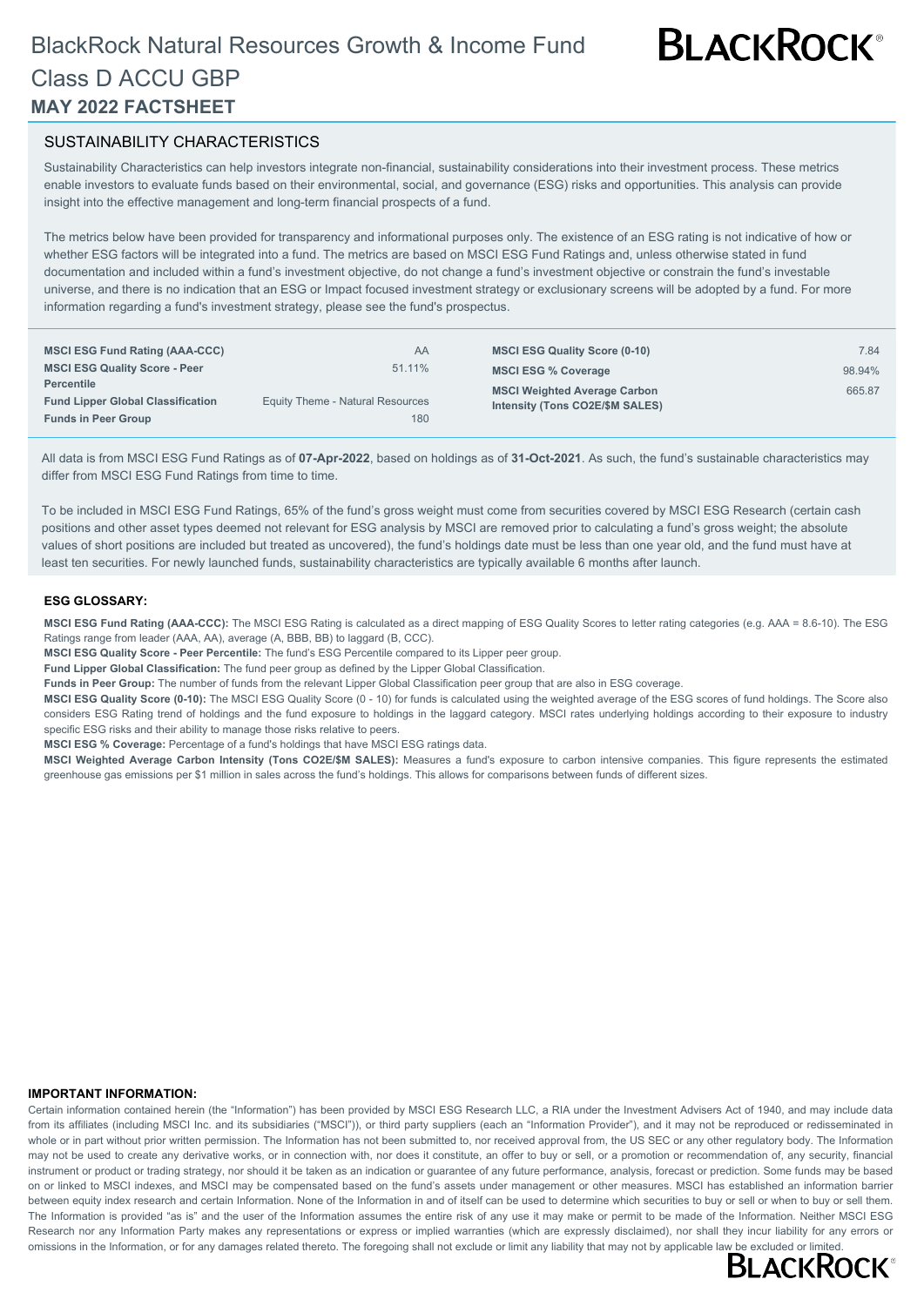# BlackRock Natural Resources Growth & Income Fund Class D ACCU GBP

## MAY 2022 FACTSHEET

## SUSTAINABILITY CHARACTERISTICS

Sustainability Characteristics can help investors integrate non-financial, sustainability considerations into their investment process. These metrics enable investors to evaluate funds based on their environmental, social, and governance (ESG) risks and opportunities. This analysis can provide insight into the effective management and long-term financial prospects of a fund.

The metrics below have been provided for transparency and informational purposes only. The existence of an ESG rating is not indicative of how or whether ESG factors will be integrated into a fund. The metrics are based on MSCI ESG Fund Ratings and, unless otherwise stated in fund documentation and included within a fund's investment objective, do not change a fund's investment objective or constrain the fund's investable universe, and there is no indication that an ESG or Impact focused investment strategy or exclusionary screens will be adopted by a fund. For more information regarding a fund's investment strategy, please see the fund's prospectus.

| | | | |
|---|---|---|---|
| **MSCI ESG Fund Rating (AAA-CCC)** | AA | **MSCI ESG Quality Score (0-10)** | 7.84 |
| **MSCI ESG Quality Score - Peer Percentile** | 51.11% | **MSCI ESG % Coverage** | 98.94% |
| **Fund Lipper Global Classification** | Equity Theme - Natural Resources | **MSCI Weighted Average Carbon Intensity (Tons CO2E/$M SALES)** | 665.87 |
| **Funds in Peer Group** | 180 | | |

All data is from MSCI ESG Fund Ratings as of **07-Apr-2022**, based on holdings as of **31-Oct-2021**. As such, the fund's sustainable characteristics may differ from MSCI ESG Fund Ratings from time to time.

To be included in MSCI ESG Fund Ratings, 65% of the fund's gross weight must come from securities covered by MSCI ESG Research (certain cash positions and other asset types deemed not relevant for ESG analysis by MSCI are removed prior to calculating a fund's gross weight; the absolute values of short positions are included but treated as uncovered), the fund's holdings date must be less than one year old, and the fund must have at least ten securities. For newly launched funds, sustainability characteristics are typically available 6 months after launch.

### ESG GLOSSARY:

**MSCI ESG Fund Rating (AAA-CCC):** The MSCI ESG Rating is calculated as a direct mapping of ESG Quality Scores to letter rating categories (e.g. AAA = 8.6-10). The ESG Ratings range from leader (AAA, AA), average (A, BBB, BB) to laggard (B, CCC).

**MSCI ESG Quality Score - Peer Percentile:** The fund's ESG Percentile compared to its Lipper peer group.

**Fund Lipper Global Classification:** The fund peer group as defined by the Lipper Global Classification.

**Funds in Peer Group:** The number of funds from the relevant Lipper Global Classification peer group that are also in ESG coverage.

**MSCI ESG Quality Score (0-10):** The MSCI ESG Quality Score (0 - 10) for funds is calculated using the weighted average of the ESG scores of fund holdings. The Score also considers ESG Rating trend of holdings and the fund exposure to holdings in the laggard category. MSCI rates underlying holdings according to their exposure to industry specific ESG risks and their ability to manage those risks relative to peers.

**MSCI ESG % Coverage:** Percentage of a fund's holdings that have MSCI ESG ratings data.

**MSCI Weighted Average Carbon Intensity (Tons CO2E/$M SALES):** Measures a fund's exposure to carbon intensive companies. This figure represents the estimated greenhouse gas emissions per $1 million in sales across the fund's holdings. This allows for comparisons between funds of different sizes.

### IMPORTANT INFORMATION:

Certain information contained herein (the "Information") has been provided by MSCI ESG Research LLC, a RIA under the Investment Advisers Act of 1940, and may include data from its affiliates (including MSCI Inc. and its subsidiaries ("MSCI")), or third party suppliers (each an "Information Provider"), and it may not be reproduced or redisseminated in whole or in part without prior written permission. The Information has not been submitted to, nor received approval from, the US SEC or any other regulatory body. The Information may not be used to create any derivative works, or in connection with, nor does it constitute, an offer to buy or sell, or a promotion or recommendation of, any security, financial instrument or product or trading strategy, nor should it be taken as an indication or guarantee of any future performance, analysis, forecast or prediction. Some funds may be based on or linked to MSCI indexes, and MSCI may be compensated based on the fund's assets under management or other measures. MSCI has established an information barrier between equity index research and certain Information. None of the Information in and of itself can be used to determine which securities to buy or sell or when to buy or sell them. The Information is provided "as is" and the user of the Information assumes the entire risk of any use it may make or permit to be made of the Information. Neither MSCI ESG Research nor any Information Party makes any representations or express or implied warranties (which are expressly disclaimed), nor shall they incur liability for any errors or omissions in the Information, or for any damages related thereto. The foregoing shall not exclude or limit any liability that may not by applicable law be excluded or limited.